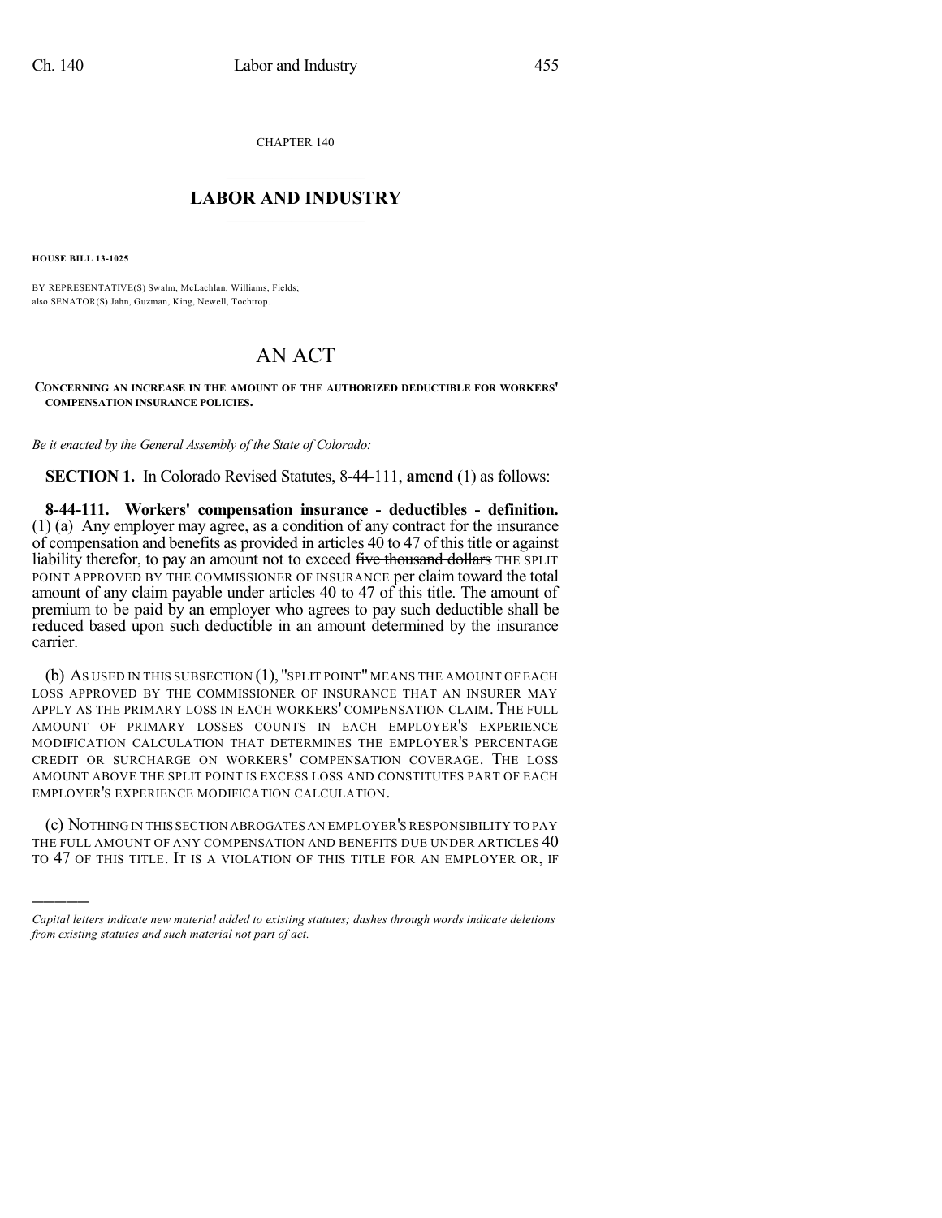CHAPTER 140

# LABOR AND INDUSTRY

**HOUSE BILL 13-1025**

BY REPRESENTATIVE(S) Swalm, McLachlan, Williams, Fields; also SENATOR(S) Jahn, Guzman, King, Newell, Tochtrop.

# AN ACT

**CONCERNING AN INCREASE IN THE AMOUNT OF THE AUTHORIZED DEDUCTIBLE FOR WORKERS' COMPENSATION INSURANCE POLICIES.**

*Be it enacted by the General Assembly of the State of Colorado:*

**SECTION 1.** In Colorado Revised Statutes, 8-44-111, **amend** (1) as follows:

**8-44-111. Workers' compensation insurance - deductibles - definition.** (1) (a) Any employer may agree, as a condition of any contract for the insurance of compensation and benefits as provided in articles 40 to 47 of this title or against liability therefor, to pay an amount not to exceed ~~five thousand dollars~~ THE SPLIT POINT APPROVED BY THE COMMISSIONER OF INSURANCE per claim toward the total amount of any claim payable under articles 40 to 47 of this title. The amount of premium to be paid by an employer who agrees to pay such deductible shall be reduced based upon such deductible in an amount determined by the insurance carrier.

(b) AS USED IN THIS SUBSECTION (1), "SPLIT POINT" MEANS THE AMOUNT OF EACH LOSS APPROVED BY THE COMMISSIONER OF INSURANCE THAT AN INSURER MAY APPLY AS THE PRIMARY LOSS IN EACH WORKERS' COMPENSATION CLAIM. THE FULL AMOUNT OF PRIMARY LOSSES COUNTS IN EACH EMPLOYER'S EXPERIENCE MODIFICATION CALCULATION THAT DETERMINES THE EMPLOYER'S PERCENTAGE CREDIT OR SURCHARGE ON WORKERS' COMPENSATION COVERAGE. THE LOSS AMOUNT ABOVE THE SPLIT POINT IS EXCESS LOSS AND CONSTITUTES PART OF EACH EMPLOYER'S EXPERIENCE MODIFICATION CALCULATION.

(c) NOTHING IN THIS SECTION ABROGATES AN EMPLOYER'S RESPONSIBILITY TO PAY THE FULL AMOUNT OF ANY COMPENSATION AND BENEFITS DUE UNDER ARTICLES 40 TO 47 OF THIS TITLE. IT IS A VIOLATION OF THIS TITLE FOR AN EMPLOYER OR, IF

---

*Capital letters indicate new material added to existing statutes; dashes through words indicate deletions from existing statutes and such material not part of act.*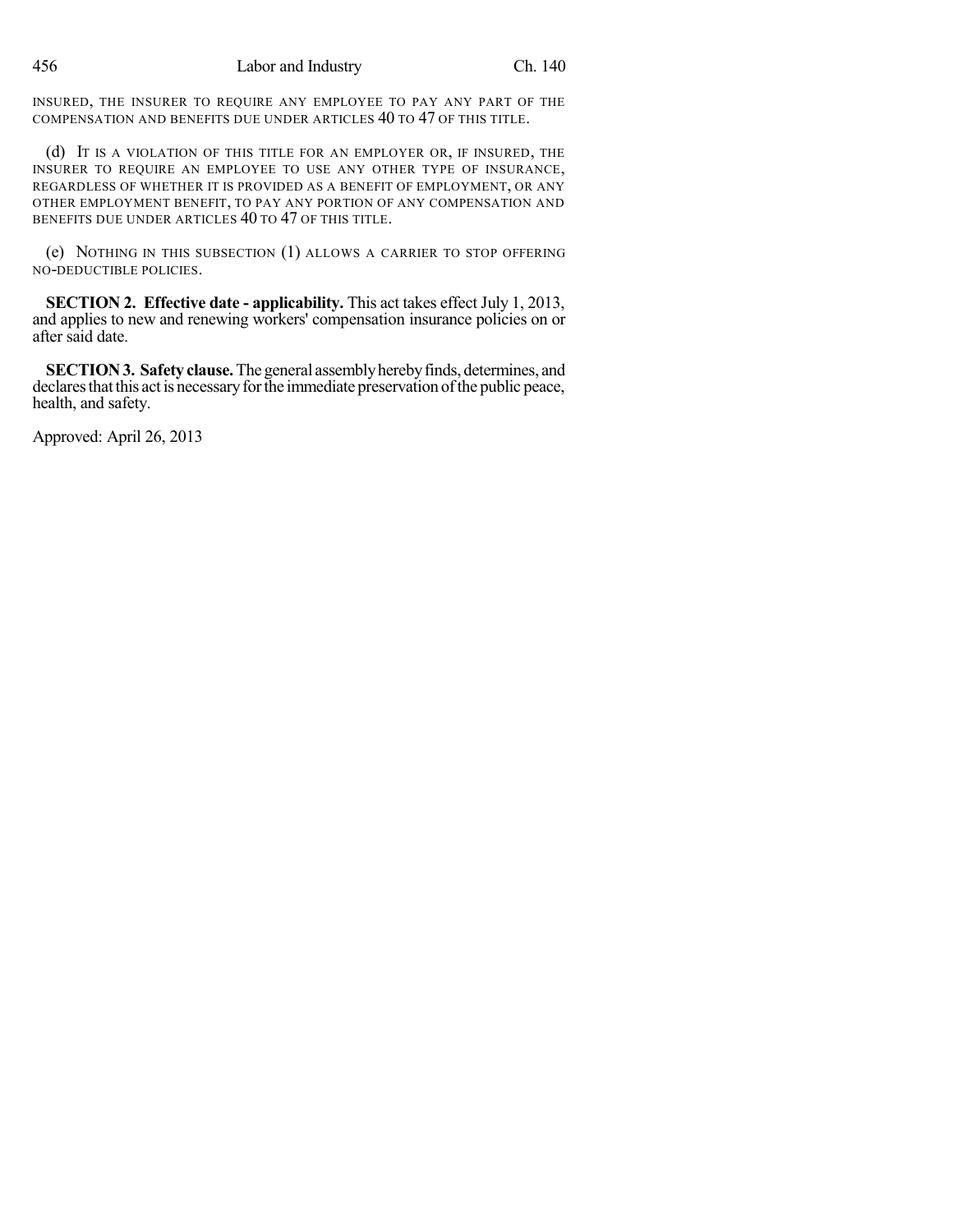INSURED, THE INSURER TO REQUIRE ANY EMPLOYEE TO PAY ANY PART OF THE COMPENSATION AND BENEFITS DUE UNDER ARTICLES 40 TO 47 OF THIS TITLE.

(d) IT IS A VIOLATION OF THIS TITLE FOR AN EMPLOYER OR, IF INSURED, THE INSURER TO REQUIRE AN EMPLOYEE TO USE ANY OTHER TYPE OF INSURANCE, REGARDLESS OF WHETHER IT IS PROVIDED AS A BENEFIT OF EMPLOYMENT, OR ANY OTHER EMPLOYMENT BENEFIT, TO PAY ANY PORTION OF ANY COMPENSATION AND BENEFITS DUE UNDER ARTICLES 40 TO 47 OF THIS TITLE.

(e) NOTHING IN THIS SUBSECTION (1) ALLOWS A CARRIER TO STOP OFFERING NO-DEDUCTIBLE POLICIES.

**SECTION 2. Effective date - applicability.** This act takes effect July 1, 2013, and applies to new and renewing workers' compensation insurance policies on or after said date.

**SECTION 3. Safety clause.** The general assembly hereby finds, determines, and declares that this act is necessary for the immediate preservation of the public peace, health, and safety.

Approved: April 26, 2013